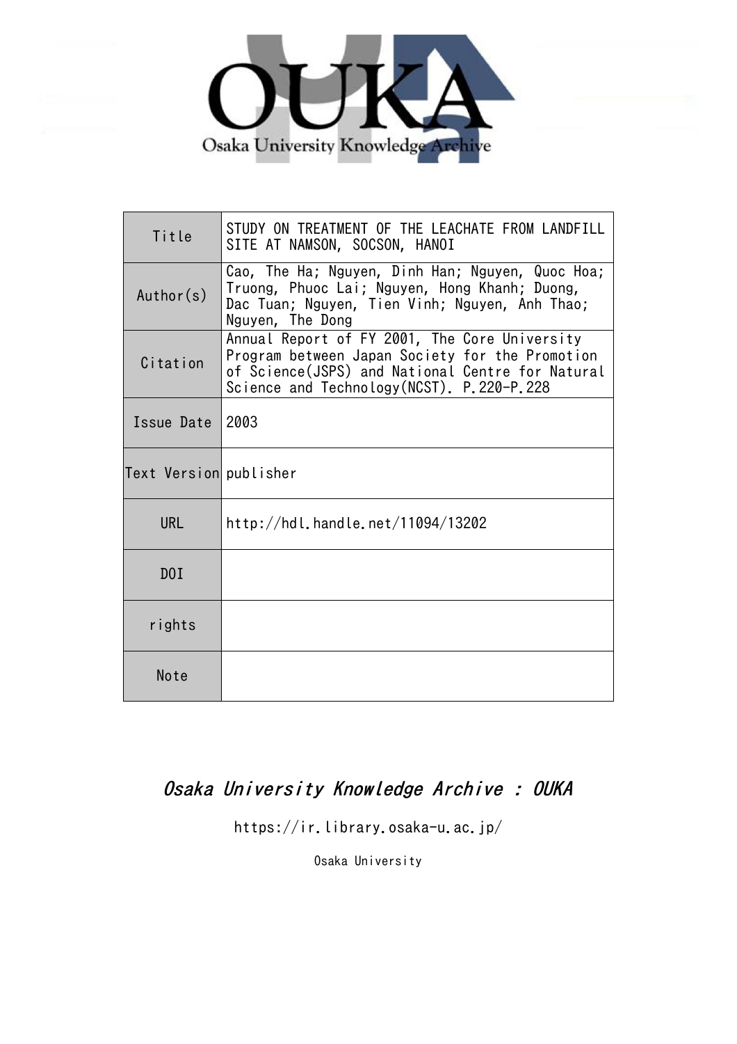Osaka University Knowledge Archive

| Title | STUDY ON TREATMENT OF THE LEACHATE FROM LANDFILL SITE AT NAMSON, SOCSON, HANOI |
|---|---|
| Author(s) | Cao, The Ha; Nguyen, Dinh Han; Nguyen, Quoc Hoa; Truong, Phuoc Lai; Nguyen, Hong Khanh; Duong, Dac Tuan; Nguyen, Tien Vinh; Nguyen, Anh Thao; Nguyen, The Dong |
| Citation | Annual Report of FY 2001, The Core University Program between Japan Society for the Promotion of Science(JSPS) and National Centre for Natural Science and Technology(NCST). P.220-P.228 |
| Issue Date | 2003 |
| Text Version | publisher |
| URL | http://hdl.handle.net/11094/13202 |
| DOI | |
| rights | |
| Note | |

*Osaka University Knowledge Archive : OUKA*

https://ir.library.osaka-u.ac.jp/

Osaka University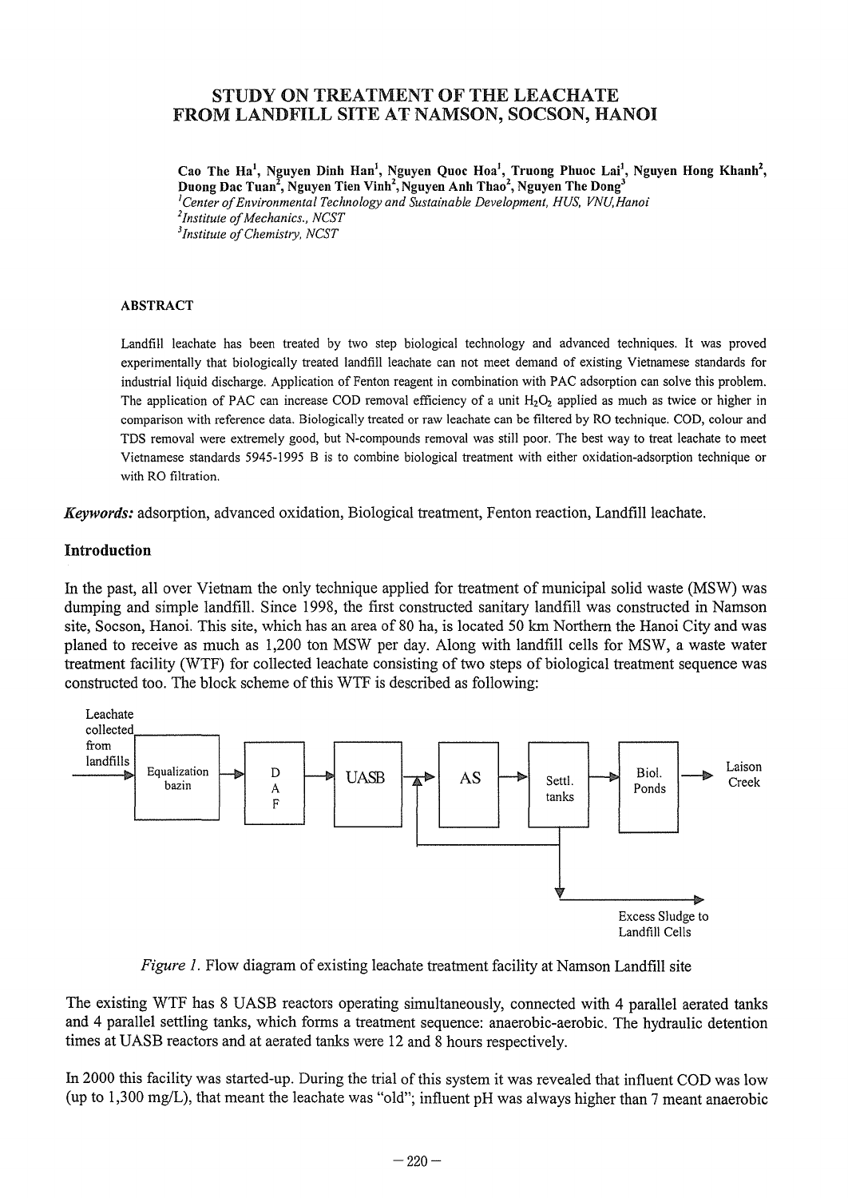# STUDY ON TREATMENT OF THE LEACHATE FROM LANDFILL SITE AT NAMSON, SOCSON, HANOI

**Cao The Ha[1], Nguyen Dinh Han[1], Nguyen Quoc Hoa[1], Truong Phuoc Lai[1], Nguyen Hong Khanh[2], Duong Dac Tuan[2], Nguyen Tien Vinh[2], Nguyen Anh Thao[2], Nguyen The Dong[3]**

[1]*Center of Environmental Technology and Sustainable Development, HUS, VNU, Hanoi*
[2]*Institute of Mechanics., NCST*
[3]*Institute of Chemistry, NCST*

#### ABSTRACT

Landfill leachate has been treated by two step biological technology and advanced techniques. It was proved experimentally that biologically treated landfill leachate can not meet demand of existing Vietnamese standards for industrial liquid discharge. Application of Fenton reagent in combination with PAC adsorption can solve this problem. The application of PAC can increase COD removal efficiency of a unit $H_2O_2$ applied as much as twice or higher in comparison with reference data. Biologically treated or raw leachate can be filtered by RO technique. COD, colour and TDS removal were extremely good, but N-compounds removal was still poor. The best way to treat leachate to meet Vietnamese standards 5945-1995 B is to combine biological treatment with either oxidation-adsorption technique or with RO filtration.

***Keywords:*** adsorption, advanced oxidation, Biological treatment, Fenton reaction, Landfill leachate.

## Introduction

In the past, all over Vietnam the only technique applied for treatment of municipal solid waste (MSW) was dumping and simple landfill. Since 1998, the first constructed sanitary landfill was constructed in Namson site, Socson, Hanoi. This site, which has an area of 80 ha, is located 50 km Northern the Hanoi City and was planed to receive as much as 1,200 ton MSW per day. Along with landfill cells for MSW, a waste water treatment facility (WTF) for collected leachate consisting of two steps of biological treatment sequence was constructed too. The block scheme of this WTF is described as following:

Leachate collected from landfills → Equalization bazin → DAF → UASB → AS → Settl. tanks → Biol. Ponds → Laison Creek; Settl. tanks → (return to AS inlet) / Excess Sludge to Landfill Cells

*Figure 1.* Flow diagram of existing leachate treatment facility at Namson Landfill site

The existing WTF has 8 UASB reactors operating simultaneously, connected with 4 parallel aerated tanks and 4 parallel settling tanks, which forms a treatment sequence: anaerobic-aerobic. The hydraulic detention times at UASB reactors and at aerated tanks were 12 and 8 hours respectively.

In 2000 this facility was started-up. During the trial of this system it was revealed that influent COD was low (up to 1,300 mg/L), that meant the leachate was "old"; influent pH was always higher than 7 meant anaerobic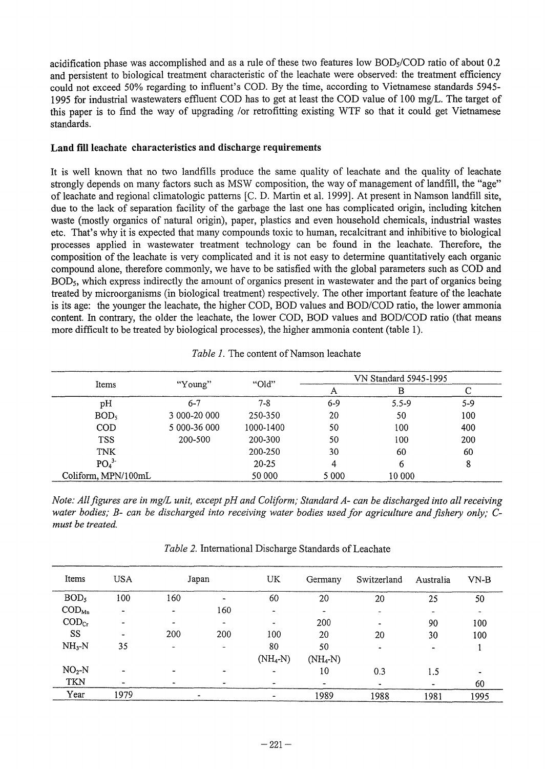acidification phase was accomplished and as a rule of these two features low $BOD_5$/COD ratio of about 0.2 and persistent to biological treatment characteristic of the leachate were observed: the treatment efficiency could not exceed 50% regarding to influent's COD. By the time, according to Vietnamese standards 5945-1995 for industrial wastewaters effluent COD has to get at least the COD value of 100 mg/L. The target of this paper is to find the way of upgrading /or retrofitting existing WTF so that it could get Vietnamese standards.

**Land fill leachate characteristics and discharge requirements**

It is well known that no two landfills produce the same quality of leachate and the quality of leachate strongly depends on many factors such as MSW composition, the way of management of landfill, the "age" of leachate and regional climatologic patterns [C. D. Martin et al. 1999]. At present in Namson landfill site, due to the lack of separation facility of the garbage the last one has complicated origin, including kitchen waste (mostly organics of natural origin), paper, plastics and even household chemicals, industrial wastes etc. That's why it is expected that many compounds toxic to human, recalcitrant and inhibitive to biological processes applied in wastewater treatment technology can be found in the leachate. Therefore, the composition of the leachate is very complicated and it is not easy to determine quantitatively each organic compound alone, therefore commonly, we have to be satisfied with the global parameters such as COD and $BOD_5$, which express indirectly the amount of organics present in wastewater and the part of organics being treated by microorganisms (in biological treatment) respectively. The other important feature of the leachate is its age: the younger the leachate, the higher COD, BOD values and BOD/COD ratio, the lower ammonia content. In contrary, the older the leachate, the lower COD, BOD values and BOD/COD ratio (that means more difficult to be treated by biological processes), the higher ammonia content (table 1).

*Table 1.* The content of Namson leachate

| Items | "Young" | "Old" | VN Standard 5945-1995 | | |
|---|---|---|---|---|---|
| | | | A | B | C |
| pH | 6-7 | 7-8 | 6-9 | 5.5-9 | 5-9 |
| $BOD_5$ | 3 000-20 000 | 250-350 | 20 | 50 | 100 |
| COD | 5 000-36 000 | 1000-1400 | 50 | 100 | 400 |
| TSS | 200-500 | 200-300 | 50 | 100 | 200 |
| TNK | | 200-250 | 30 | 60 | 60 |
| $PO_4^{3-}$ | | 20-25 | 4 | 6 | 8 |
| Coliform, MPN/100mL | | 50 000 | 5 000 | 10 000 | |

*Note: All figures are in mg/L unit, except pH and Coliform; Standard A- can be discharged into all receiving water bodies; B- can be discharged into receiving water bodies used for agriculture and fishery only; C- must be treated.*

*Table 2.* International Discharge Standards of Leachate

| Items | USA | Japan | | UK | Germany | Switzerland | Australia | VN-B |
|---|---|---|---|---|---|---|---|---|
| $BOD_5$ | 100 | 160 | - | 60 | 20 | 20 | 25 | 50 |
| $COD_{Mn}$ | - | - | 160 | - | - | - | - | - |
| $COD_{Cr}$ | - | - | - | - | 200 | - | 90 | 100 |
| SS | - | 200 | 200 | 100 | 20 | 20 | 30 | 100 |
| $NH_3$-N | 35 | - | - | 80 ($NH_4$-N) | 50 ($NH_4$-N) | - | - | 1 |
| $NO_2$-N | - | - | - | - | 10 | 0.3 | 1.5 | - |
| TKN | - | - | - | - | - | - | - | 60 |
| Year | 1979 | - | | - | 1989 | 1988 | 1981 | 1995 |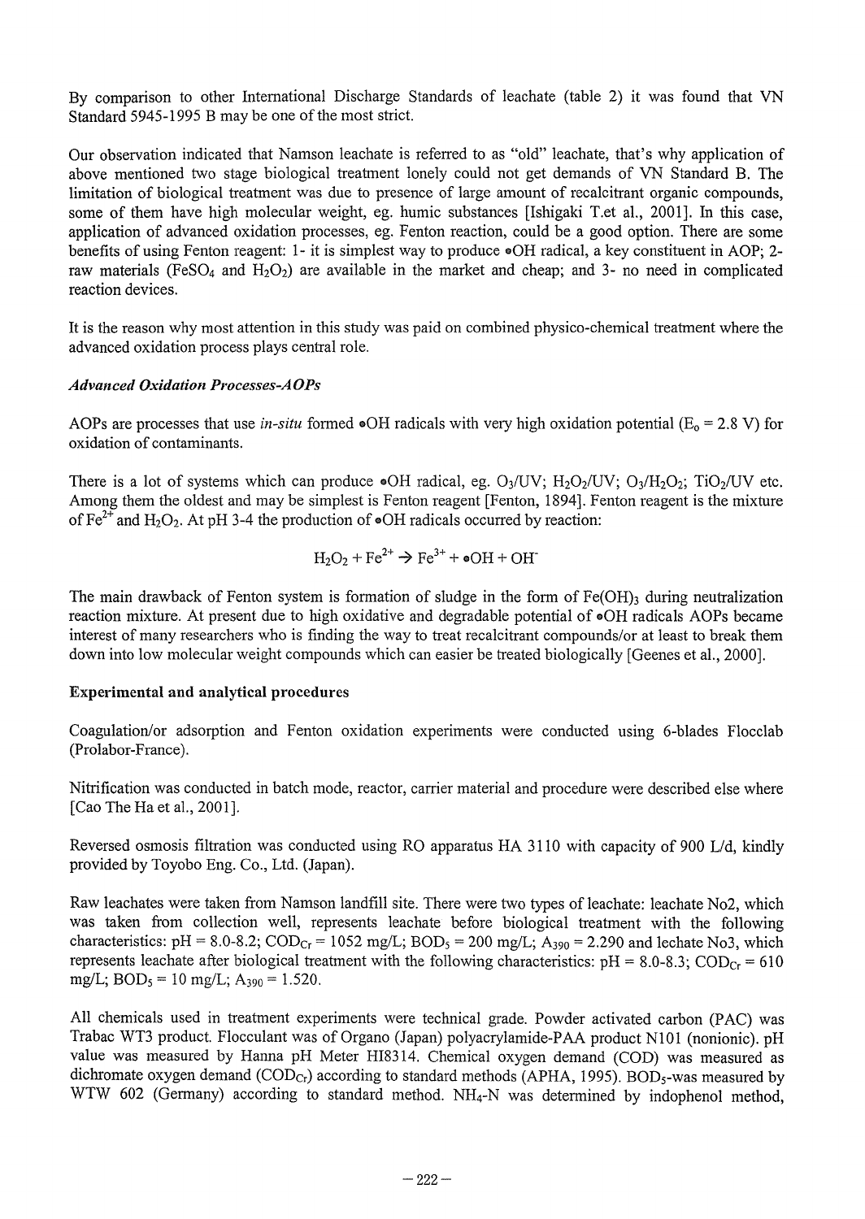By comparison to other International Discharge Standards of leachate (table 2) it was found that VN Standard 5945-1995 B may be one of the most strict.

Our observation indicated that Namson leachate is referred to as "old" leachate, that's why application of above mentioned two stage biological treatment lonely could not get demands of VN Standard B. The limitation of biological treatment was due to presence of large amount of recalcitrant organic compounds, some of them have high molecular weight, eg. humic substances [Ishigaki T.et al., 2001]. In this case, application of advanced oxidation processes, eg. Fenton reaction, could be a good option. There are some benefits of using Fenton reagent: 1- it is simplest way to produce •OH radical, a key constituent in AOP; 2- raw materials ($FeSO_4$ and $H_2O_2$) are available in the market and cheap; and 3- no need in complicated reaction devices.

It is the reason why most attention in this study was paid on combined physico-chemical treatment where the advanced oxidation process plays central role.

### *Advanced Oxidation Processes-AOPs*

AOPs are processes that use *in-situ* formed •OH radicals with very high oxidation potential ($E_o = 2.8$ V) for oxidation of contaminants.

There is a lot of systems which can produce •OH radical, eg. $O_3$/UV; $H_2O_2$/UV; $O_3$/$H_2O_2$; $TiO_2$/UV etc. Among them the oldest and may be simplest is Fenton reagent [Fenton, 1894]. Fenton reagent is the mixture of $Fe^{2+}$ and $H_2O_2$. At pH 3-4 the production of •OH radicals occurred by reaction:

$$H_2O_2 + Fe^{2+} \rightarrow Fe^{3+} + \bullet OH + OH^-$$

The main drawback of Fenton system is formation of sludge in the form of $Fe(OH)_3$ during neutralization reaction mixture. At present due to high oxidative and degradable potential of •OH radicals AOPs became interest of many researchers who is finding the way to treat recalcitrant compounds/or at least to break them down into low molecular weight compounds which can easier be treated biologically [Geenes et al., 2000].

## Experimental and analytical procedures

Coagulation/or adsorption and Fenton oxidation experiments were conducted using 6-blades Flocclab (Prolabor-France).

Nitrification was conducted in batch mode, reactor, carrier material and procedure were described else where [Cao The Ha et al., 2001].

Reversed osmosis filtration was conducted using RO apparatus HA 3110 with capacity of 900 L/d, kindly provided by Toyobo Eng. Co., Ltd. (Japan).

Raw leachates were taken from Namson landfill site. There were two types of leachate: leachate No2, which was taken from collection well, represents leachate before biological treatment with the following characteristics: pH = 8.0-8.2; $COD_{Cr}$ = 1052 mg/L; $BOD_5$ = 200 mg/L; $A_{390}$ = 2.290 and lechate No3, which represents leachate after biological treatment with the following characteristics: pH = 8.0-8.3; $COD_{Cr}$ = 610 mg/L; $BOD_5$ = 10 mg/L; $A_{390}$ = 1.520.

All chemicals used in treatment experiments were technical grade. Powder activated carbon (PAC) was Trabac WT3 product. Flocculant was of Organo (Japan) polyacrylamide-PAA product N101 (nonionic). pH value was measured by Hanna pH Meter HI8314. Chemical oxygen demand (COD) was measured as dichromate oxygen demand ($COD_{Cr}$) according to standard methods (APHA, 1995). $BOD_5$-was measured by WTW 602 (Germany) according to standard method. $NH_4$-N was determined by indophenol method,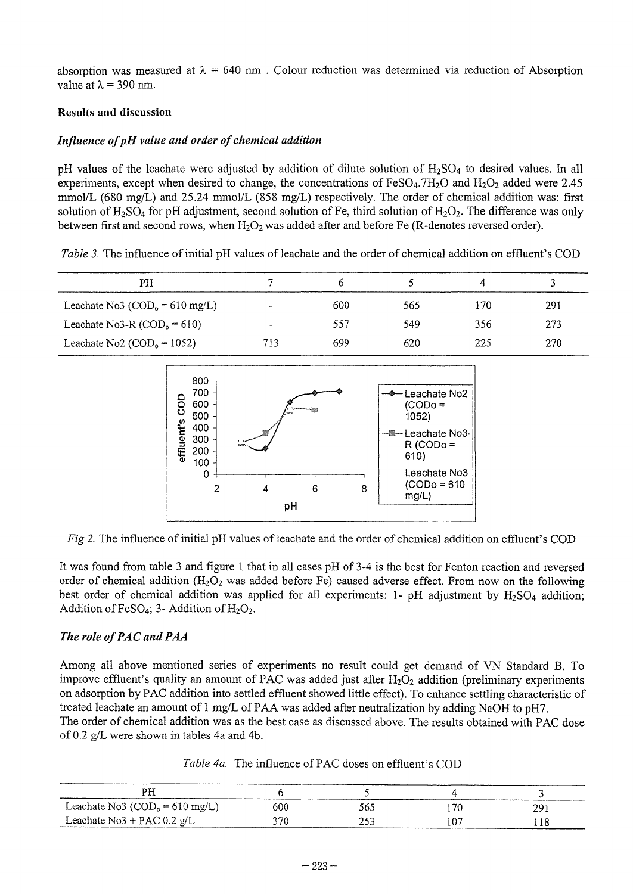absorption was measured at $\lambda$ = 640 nm . Colour reduction was determined via reduction of Absorption value at $\lambda$ = 390 nm.

**Results and discussion**

***Influence of pH value and order of chemical addition***

pH values of the leachate were adjusted by addition of dilute solution of $H_2SO_4$ to desired values. In all experiments, except when desired to change, the concentrations of $FeSO_4.7H_2O$ and $H_2O_2$ added were 2.45 mmol/L (680 mg/L) and 25.24 mmol/L (858 mg/L) respectively. The order of chemical addition was: first solution of $H_2SO_4$ for pH adjustment, second solution of Fe, third solution of $H_2O_2$. The difference was only between first and second rows, when $H_2O_2$ was added after and before Fe (R-denotes reversed order).

*Table 3.* The influence of initial pH values of leachate and the order of chemical addition on effluent's COD

| PH | 7 | 6 | 5 | 4 | 3 |
|---|---|---|---|---|---|
| Leachate No3 ($COD_o$ = 610 mg/L) | - | 600 | 565 | 170 | 291 |
| Leachate No3-R ($COD_o$ = 610) | - | 557 | 549 | 356 | 273 |
| Leachate No2 ($COD_o$ = 1052) | 713 | 699 | 620 | 225 | 270 |

*Fig 2.* The influence of initial pH values of leachate and the order of chemical addition on effluent's COD

It was found from table 3 and figure 1 that in all cases pH of 3-4 is the best for Fenton reaction and reversed order of chemical addition ($H_2O_2$ was added before Fe) caused adverse effect. From now on the following best order of chemical addition was applied for all experiments: 1- pH adjustment by $H_2SO_4$ addition; Addition of $FeSO_4$; 3- Addition of $H_2O_2$.

***The role of PAC and PAA***

Among all above mentioned series of experiments no result could get demand of VN Standard B. To improve effluent's quality an amount of PAC was added just after $H_2O_2$ addition (preliminary experiments on adsorption by PAC addition into settled effluent showed little effect). To enhance settling characteristic of treated leachate an amount of 1 mg/L of PAA was added after neutralization by adding NaOH to pH7.

The order of chemical addition was as the best case as discussed above. The results obtained with PAC dose of 0.2 g/L were shown in tables 4a and 4b.

*Table 4a.* The influence of PAC doses on effluent's COD

| PH | 6 | 5 | 4 | 3 |
|---|---|---|---|---|
| Leachate No3 ($COD_o$ = 610 mg/L) | 600 | 565 | 170 | 291 |
| Leachate No3 + PAC 0.2 g/L | 370 | 253 | 107 | 118 |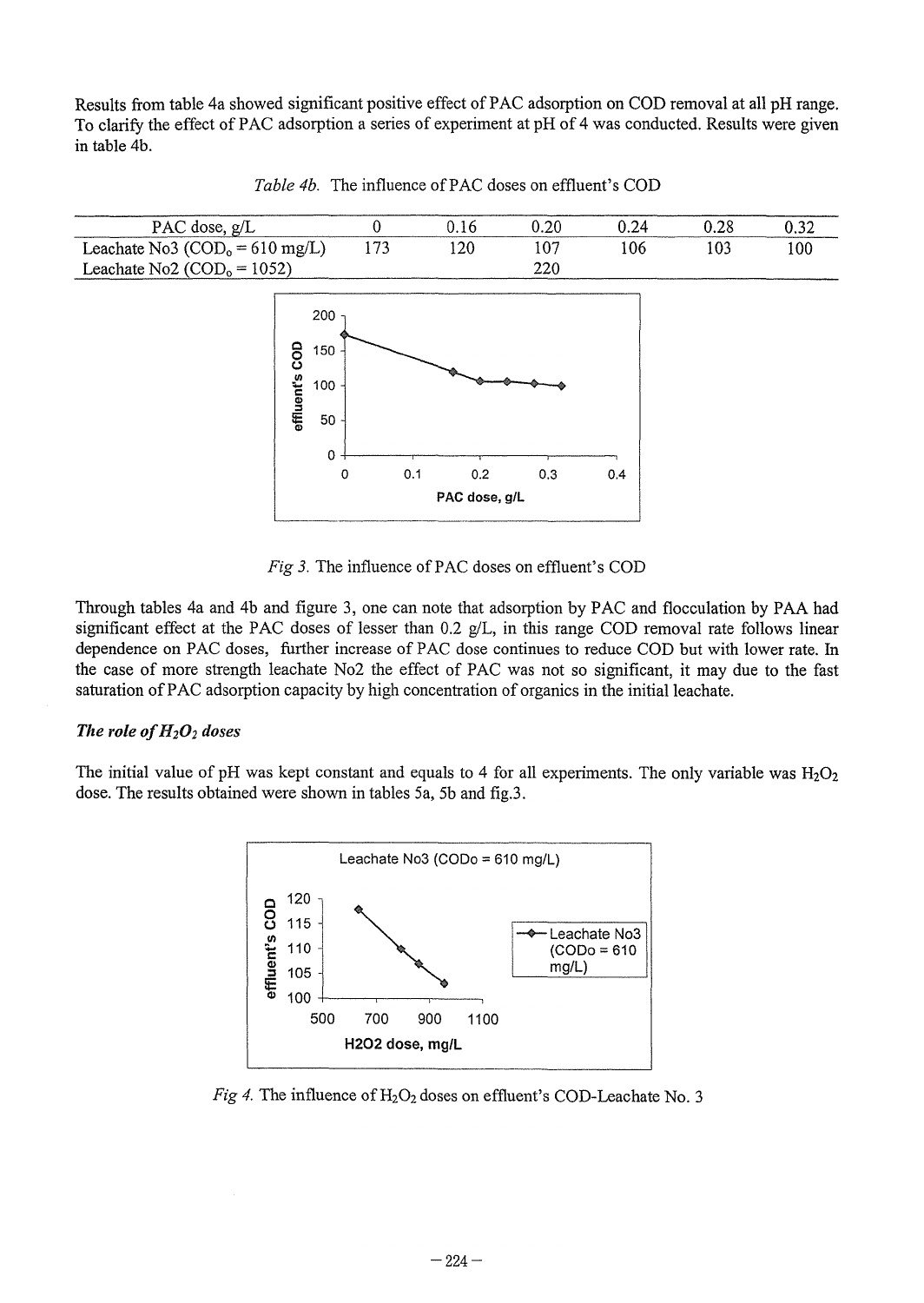Results from table 4a showed significant positive effect of PAC adsorption on COD removal at all pH range. To clarify the effect of PAC adsorption a series of experiment at pH of 4 was conducted. Results were given in table 4b.

*Table 4b.* The influence of PAC doses on effluent's COD

| PAC dose, g/L | 0 | 0.16 | 0.20 | 0.24 | 0.28 | 0.32 |
|---|---|---|---|---|---|---|
| Leachate No3 ($COD_o$ = 610 mg/L) | 173 | 120 | 107 | 106 | 103 | 100 |
| Leachate No2 ($COD_o$ = 1052) | | | 220 | | | |

*Fig 3.* The influence of PAC doses on effluent's COD

Through tables 4a and 4b and figure 3, one can note that adsorption by PAC and flocculation by PAA had significant effect at the PAC doses of lesser than 0.2 g/L, in this range COD removal rate follows linear dependence on PAC doses, further increase of PAC dose continues to reduce COD but with lower rate. In the case of more strength leachate No2 the effect of PAC was not so significant, it may due to the fast saturation of PAC adsorption capacity by high concentration of organics in the initial leachate.

### *The role of $H_2O_2$ doses*

The initial value of pH was kept constant and equals to 4 for all experiments. The only variable was $H_2O_2$ dose. The results obtained were shown in tables 5a, 5b and fig.3.

*Fig 4.* The influence of $H_2O_2$ doses on effluent's COD-Leachate No. 3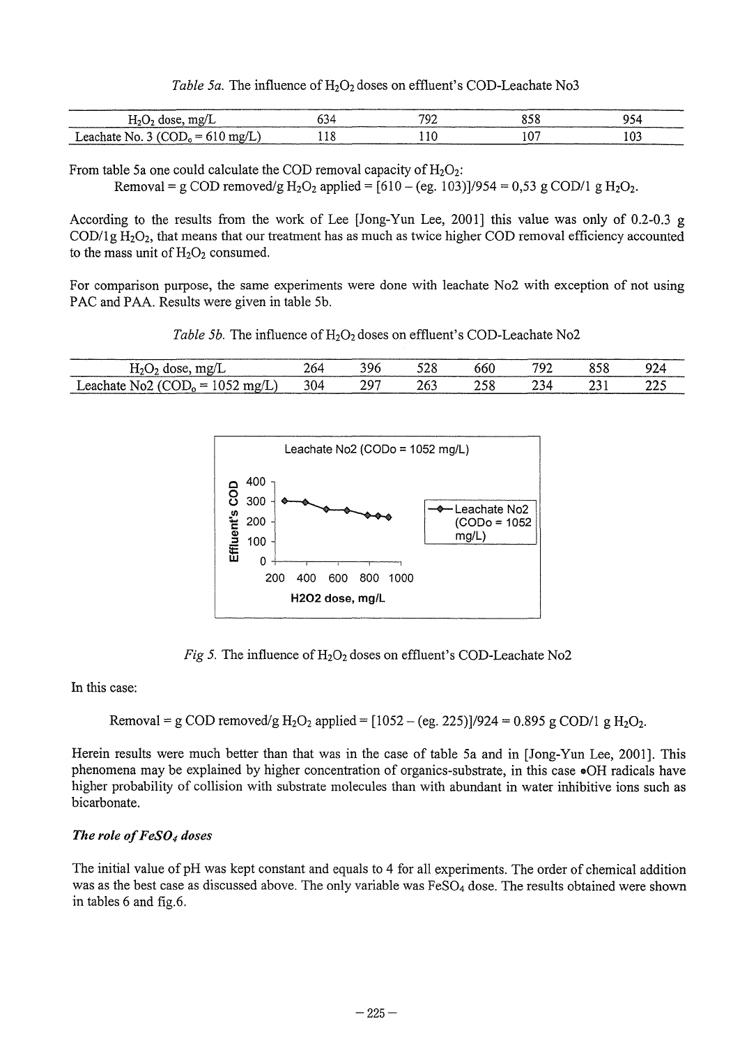*Table 5a.* The influence of $H_2O_2$ doses on effluent's COD-Leachate No3

| $H_2O_2$ dose, mg/L | 634 | 792 | 858 | 954 |
|---|---|---|---|---|
| Leachate No. 3 ($COD_o$ = 610 mg/L) | 118 | 110 | 107 | 103 |

From table 5a one could calculate the COD removal capacity of $H_2O_2$:

Removal = g COD removed/g $H_2O_2$ applied = [610 – (eg. 103)]/954 = 0,53 g COD/1 g $H_2O_2$.

According to the results from the work of Lee [Jong-Yun Lee, 2001] this value was only of 0.2-0.3 g COD/1g $H_2O_2$, that means that our treatment has as much as twice higher COD removal efficiency accounted to the mass unit of $H_2O_2$ consumed.

For comparison purpose, the same experiments were done with leachate No2 with exception of not using PAC and PAA. Results were given in table 5b.

*Table 5b.* The influence of $H_2O_2$ doses on effluent's COD-Leachate No2

| $H_2O_2$ dose, mg/L | 264 | 396 | 528 | 660 | 792 | 858 | 924 |
|---|---|---|---|---|---|---|---|
| Leachate No2 ($COD_o$ = 1052 mg/L) | 304 | 297 | 263 | 258 | 234 | 231 | 225 |

*Fig 5.* The influence of $H_2O_2$ doses on effluent's COD-Leachate No2

In this case:

Removal = g COD removed/g $H_2O_2$ applied = [1052 – (eg. 225)]/924 = 0.895 g COD/1 g $H_2O_2$.

Herein results were much better than that was in the case of table 5a and in [Jong-Yun Lee, 2001]. This phenomena may be explained by higher concentration of organics-substrate, in this case •OH radicals have higher probability of collision with substrate molecules than with abundant in water inhibitive ions such as bicarbonate.

### *The role of $FeSO_4$ doses*

The initial value of pH was kept constant and equals to 4 for all experiments. The order of chemical addition was as the best case as discussed above. The only variable was $FeSO_4$ dose. The results obtained were shown in tables 6 and fig.6.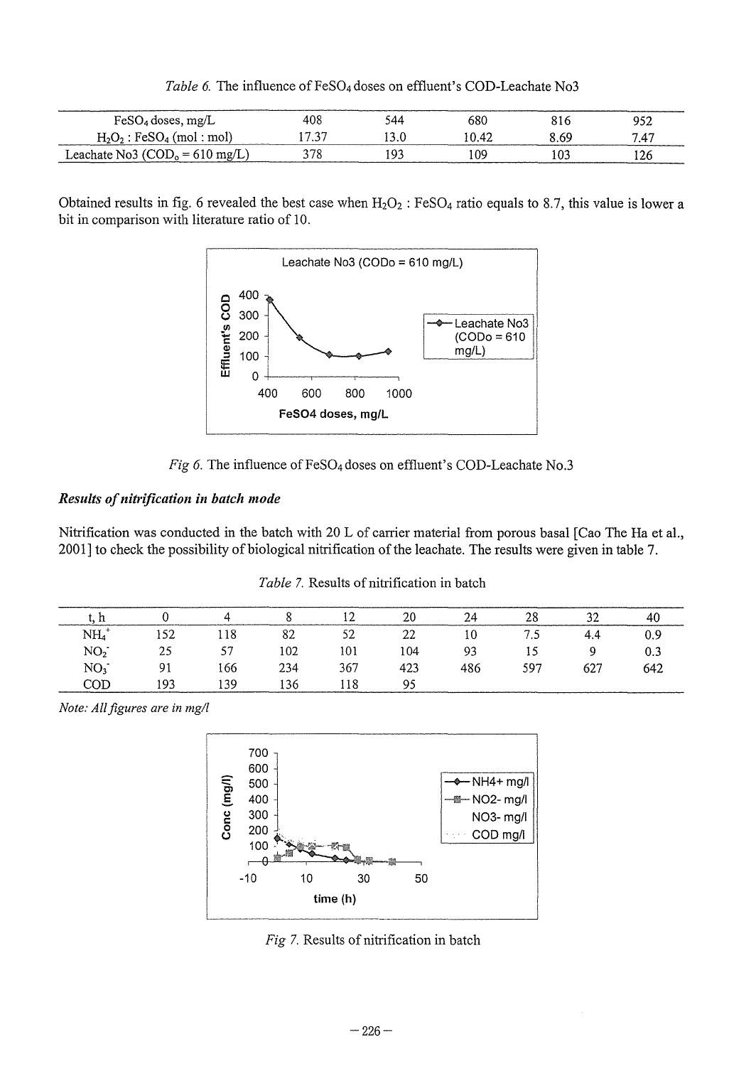*Table 6.* The influence of $FeSO_4$ doses on effluent's COD-Leachate No3

| $FeSO_4$ doses, mg/L | 408 | 544 | 680 | 816 | 952 |
|---|---|---|---|---|---|
| $H_2O_2$ : $FeSO_4$ (mol : mol) | 17.37 | 13.0 | 10.42 | 8.69 | 7.47 |
| Leachate No3 ($COD_o$ = 610 mg/L) | 378 | 193 | 109 | 103 | 126 |

Obtained results in fig. 6 revealed the best case when $H_2O_2$ : $FeSO_4$ ratio equals to 8.7, this value is lower a bit in comparison with literature ratio of 10.

*Fig 6.* The influence of $FeSO_4$ doses on effluent's COD-Leachate No.3

### *Results of nitrification in batch mode*

Nitrification was conducted in the batch with 20 L of carrier material from porous basal [Cao The Ha et al., 2001] to check the possibility of biological nitrification of the leachate. The results were given in table 7.

*Table 7.* Results of nitrification in batch

| t, h | 0 | 4 | 8 | 12 | 20 | 24 | 28 | 32 | 40 |
|---|---|---|---|---|---|---|---|---|---|
| $NH_4^+$ | 152 | 118 | 82 | 52 | 22 | 10 | 7.5 | 4.4 | 0.9 |
| $NO_2^-$ | 25 | 57 | 102 | 101 | 104 | 93 | 15 | 9 | 0.3 |
| $NO_3^-$ | 91 | 166 | 234 | 367 | 423 | 486 | 597 | 627 | 642 |
| COD | 193 | 139 | 136 | 118 | 95 | | | | |

*Note: All figures are in mg/l*

*Fig 7.* Results of nitrification in batch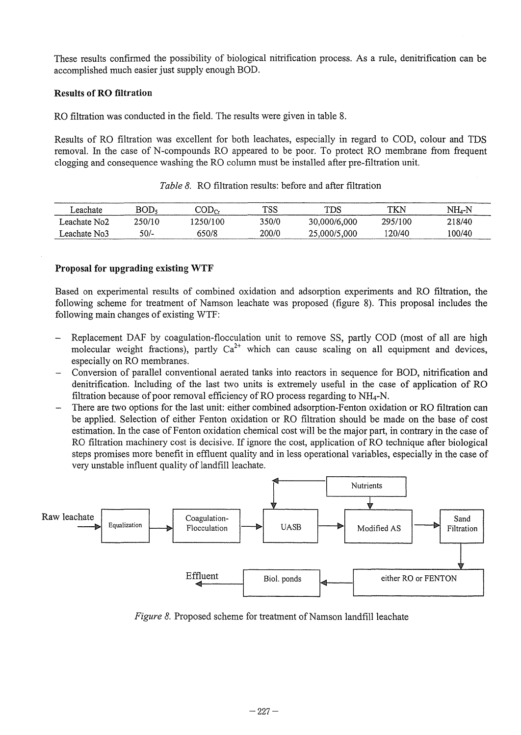These results confirmed the possibility of biological nitrification process. As a rule, denitrification can be accomplished much easier just supply enough BOD.

**Results of RO filtration**

RO filtration was conducted in the field. The results were given in table 8.

Results of RO filtration was excellent for both leachates, especially in regard to COD, colour and TDS removal. In the case of N-compounds RO appeared to be poor. To protect RO membrane from frequent clogging and consequence washing the RO column must be installed after pre-filtration unit.

*Table 8.* RO filtration results: before and after filtration

| Leachate | $BOD_5$ | $COD_{Cr}$ | TSS | TDS | TKN | $NH_4$-N |
|---|---|---|---|---|---|---|
| Leachate No2 | 250/10 | 1250/100 | 350/0 | 30,000/6,000 | 295/100 | 218/40 |
| Leachate No3 | 50/- | 650/8 | 200/0 | 25,000/5,000 | 120/40 | 100/40 |

**Proposal for upgrading existing WTF**

Based on experimental results of combined oxidation and adsorption experiments and RO filtration, the following scheme for treatment of Namson leachate was proposed (figure 8). This proposal includes the following main changes of existing WTF:

- Replacement DAF by coagulation-flocculation unit to remove SS, partly COD (most of all are high molecular weight fractions), partly $Ca^{2+}$ which can cause scaling on all equipment and devices, especially on RO membranes.
- Conversion of parallel conventional aerated tanks into reactors in sequence for BOD, nitrification and denitrification. Including of the last two units is extremely useful in the case of application of RO filtration because of poor removal efficiency of RO process regarding to $NH_4$-N.
- There are two options for the last unit: either combined adsorption-Fenton oxidation or RO filtration can be applied. Selection of either Fenton oxidation or RO filtration should be made on the base of cost estimation. In the case of Fenton oxidation chemical cost will be the major part, in contrary in the case of RO filtration machinery cost is decisive. If ignore the cost, application of RO technique after biological steps promises more benefit in effluent quality and in less operational variables, especially in the case of very unstable influent quality of landfill leachate.

Raw leachate → Equalization → Coagulation-Flocculation → UASB → Modified AS → Sand Filtration → either RO or FENTON → Biol. ponds → Effluent

Nutrients → UASB; Nutrients → Modified AS

*Figure 8.* Proposed scheme for treatment of Namson landfill leachate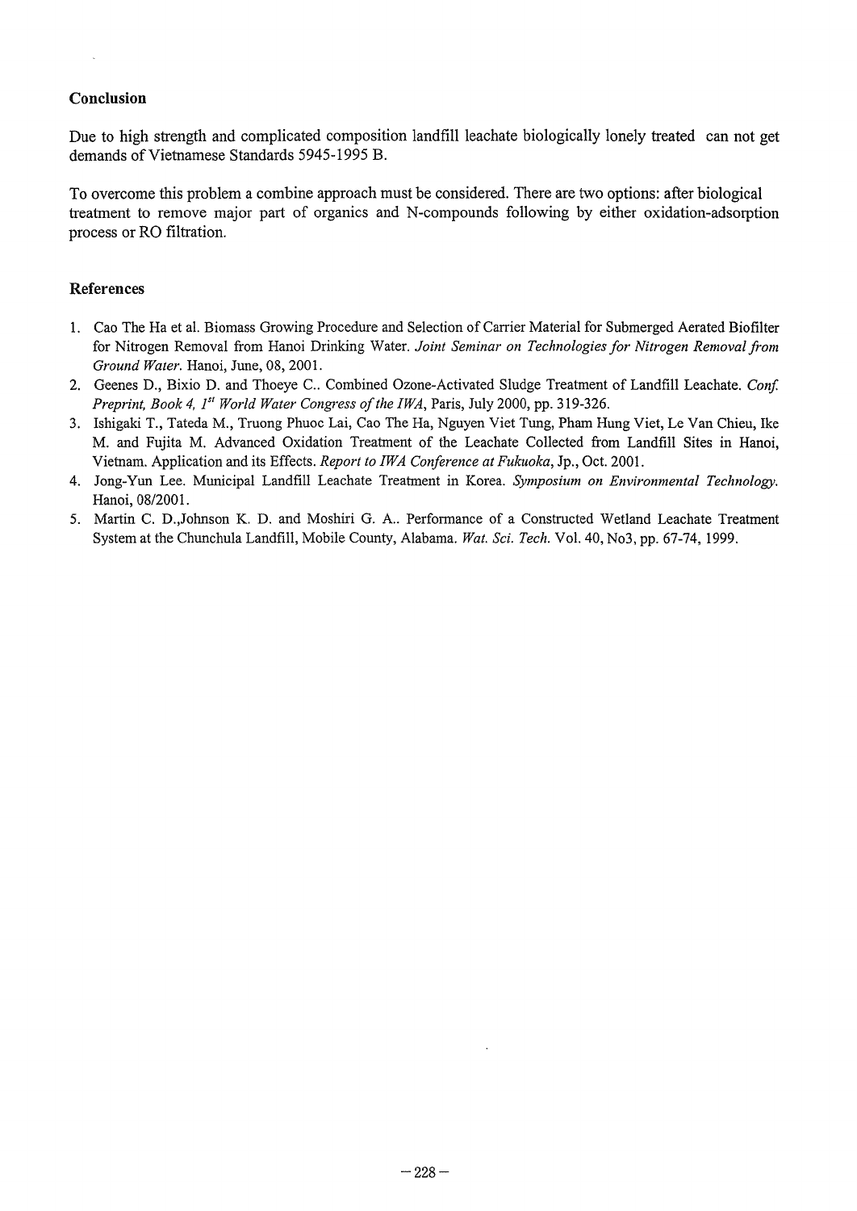## Conclusion

Due to high strength and complicated composition landfill leachate biologically lonely treated can not get demands of Vietnamese Standards 5945-1995 B.

To overcome this problem a combine approach must be considered. There are two options: after biological treatment to remove major part of organics and N-compounds following by either oxidation-adsorption process or RO filtration.

## References

1. Cao The Ha et al. Biomass Growing Procedure and Selection of Carrier Material for Submerged Aerated Biofilter for Nitrogen Removal from Hanoi Drinking Water. *Joint Seminar on Technologies for Nitrogen Removal from Ground Water.* Hanoi, June, 08, 2001.
2. Geenes D., Bixio D. and Thoeye C.. Combined Ozone-Activated Sludge Treatment of Landfill Leachate. *Conf. Preprint, Book 4, 1st World Water Congress of the IWA*, Paris, July 2000, pp. 319-326.
3. Ishigaki T., Tateda M., Truong Phuoc Lai, Cao The Ha, Nguyen Viet Tung, Pham Hung Viet, Le Van Chieu, Ike M. and Fujita M. Advanced Oxidation Treatment of the Leachate Collected from Landfill Sites in Hanoi, Vietnam. Application and its Effects. *Report to IWA Conference at Fukuoka*, Jp., Oct. 2001.
4. Jong-Yun Lee. Municipal Landfill Leachate Treatment in Korea. *Symposium on Environmental Technology.* Hanoi, 08/2001.
5. Martin C. D.,Johnson K. D. and Moshiri G. A.. Performance of a Constructed Wetland Leachate Treatment System at the Chunchula Landfill, Mobile County, Alabama. *Wat. Sci. Tech.* Vol. 40, No3, pp. 67-74, 1999.